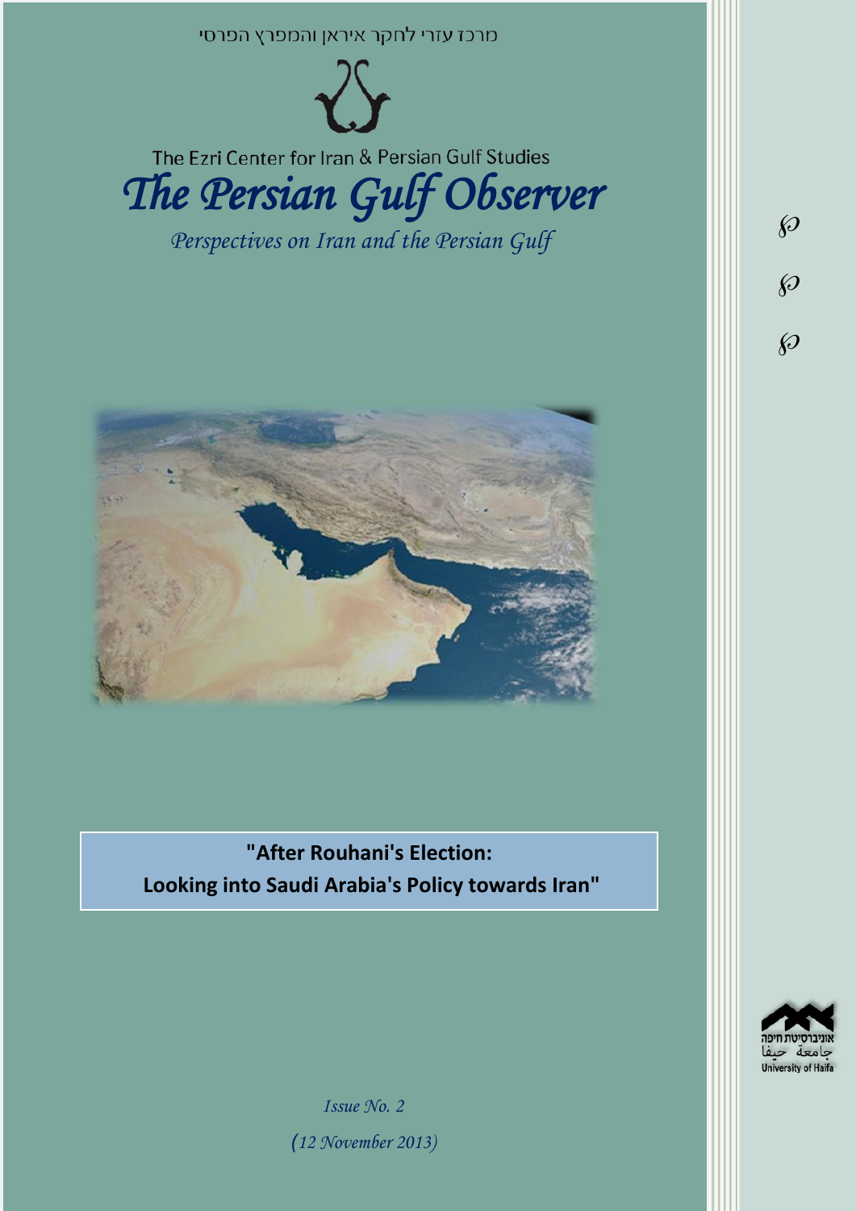מרכז עזרי לחקר איראן והמפרץ הפרסי

The Ezri Center for Iran & Persian Gulf Studies

# *The Persian Gulf Observer*

*Perspectives on Iran and the Persian Gulf*

**"After Rouhani's Election:**
**Looking into Saudi Arabia's Policy towards Iran"**

*Issue No. 2*

*(12 November 2013)*

אוניברסיטת חיפה
جامعة حيفا
University of Haifa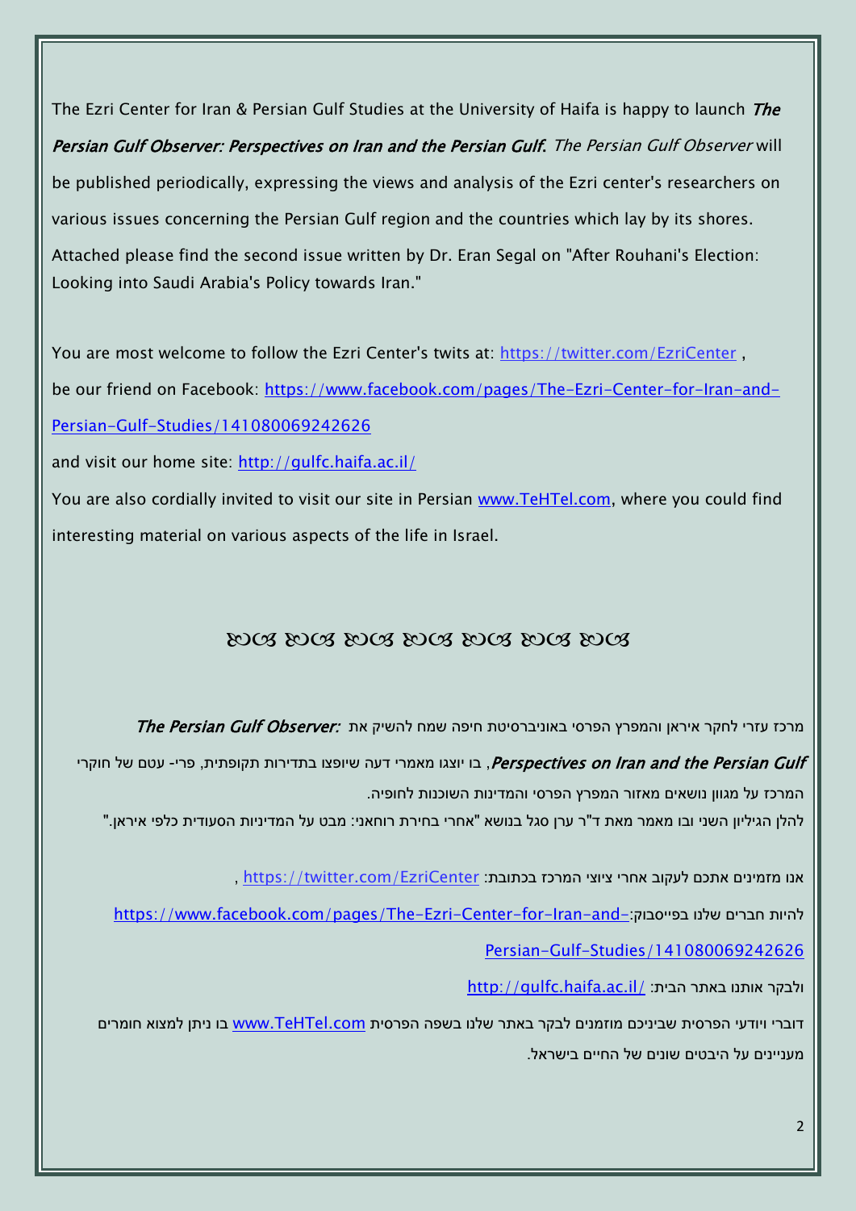The Ezri Center for Iran & Persian Gulf Studies at the University of Haifa is happy to launch ***The Persian Gulf Observer: Perspectives on Iran and the Persian Gulf***. *The Persian Gulf Observer* will be published periodically, expressing the views and analysis of the Ezri center's researchers on various issues concerning the Persian Gulf region and the countries which lay by its shores. Attached please find the second issue written by Dr. Eran Segal on "After Rouhani's Election: Looking into Saudi Arabia's Policy towards Iran."

You are most welcome to follow the Ezri Center's twits at: https://twitter.com/EzriCenter ,
be our friend on Facebook: https://www.facebook.com/pages/The-Ezri-Center-for-Iran-and-Persian-Gulf-Studies/141080069242626
and visit our home site: http://gulfc.haifa.ac.il/
You are also cordially invited to visit our site in Persian www.TeHTel.com, where you could find interesting material on various aspects of the life in Israel.

ജ്ജ ജ്ജ ജ്ജ ജ്ജ ജ്ജ ജ്ജ ജ്ജ

מרכז עזרי לחקר איראן והמפרץ הפרסי באוניברסיטת חיפה שמח להשיק את ***The Persian Gulf Observer: Perspectives on Iran and the Persian Gulf***, בו יוצגו מאמרי דעה שיופצו בתדירות תקופתית, פרי- עטם של חוקרי המרכז על מגוון נושאים מאזור המפרץ הפרסי והמדינות השוכנות לחופיה.
להלן הגיליון השני ובו מאמר מאת ד"ר ערן סגל בנושא "אחרי בחירת רוחאני: מבט על המדיניות הסעודית כלפי איראן."

אנו מזמינים אתכם לעקוב אחרי ציוצי המרכז בכתובת: https://twitter.com/EzriCenter ,
להיות חברים שלנו בפייסבוק: https://www.facebook.com/pages/The-Ezri-Center-for-Iran-and-Persian-Gulf-Studies/141080069242626
ולבקר אותנו באתר הבית: http://gulfc.haifa.ac.il/
דוברי ויודעי הפרסית שביניכם מוזמנים לבקר באתר שלנו בשפה הפרסית www.TeHTel.com בו ניתן למצוא חומרים מעניינים על היבטים שונים של החיים בישראל.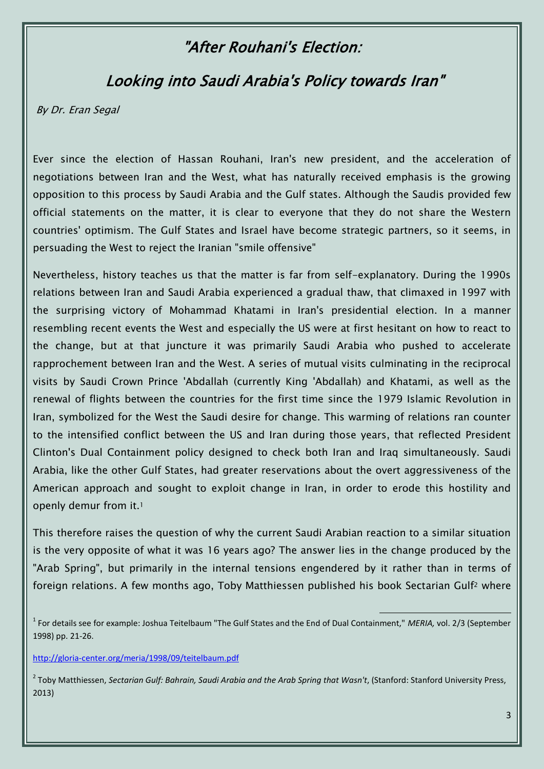# "After Rouhani's Election:

## Looking into Saudi Arabia's Policy towards Iran"

*By Dr. Eran Segal*

Ever since the election of Hassan Rouhani, Iran's new president, and the acceleration of negotiations between Iran and the West, what has naturally received emphasis is the growing opposition to this process by Saudi Arabia and the Gulf states. Although the Saudis provided few official statements on the matter, it is clear to everyone that they do not share the Western countries' optimism. The Gulf States and Israel have become strategic partners, so it seems, in persuading the West to reject the Iranian "smile offensive"

Nevertheless, history teaches us that the matter is far from self-explanatory. During the 1990s relations between Iran and Saudi Arabia experienced a gradual thaw, that climaxed in 1997 with the surprising victory of Mohammad Khatami in Iran's presidential election. In a manner resembling recent events the West and especially the US were at first hesitant on how to react to the change, but at that juncture it was primarily Saudi Arabia who pushed to accelerate rapprochement between Iran and the West. A series of mutual visits culminating in the reciprocal visits by Saudi Crown Prince 'Abdallah (currently King 'Abdallah) and Khatami, as well as the renewal of flights between the countries for the first time since the 1979 Islamic Revolution in Iran, symbolized for the West the Saudi desire for change. This warming of relations ran counter to the intensified conflict between the US and Iran during those years, that reflected President Clinton's Dual Containment policy designed to check both Iran and Iraq simultaneously. Saudi Arabia, like the other Gulf States, had greater reservations about the overt aggressiveness of the American approach and sought to exploit change in Iran, in order to erode this hostility and openly demur from it.[1]

This therefore raises the question of why the current Saudi Arabian reaction to a similar situation is the very opposite of what it was 16 years ago? The answer lies in the change produced by the "Arab Spring", but primarily in the internal tensions engendered by it rather than in terms of foreign relations. A few months ago, Toby Matthiessen published his book Sectarian Gulf[2] where

---

[1] For details see for example: Joshua Teitelbaum "The Gulf States and the End of Dual Containment," *MERIA,* vol. 2/3 (September 1998) pp. 21-26.

http://gloria-center.org/meria/1998/09/teitelbaum.pdf

[2] Toby Matthiessen, *Sectarian Gulf: Bahrain, Saudi Arabia and the Arab Spring that Wasn't*, (Stanford: Stanford University Press, 2013)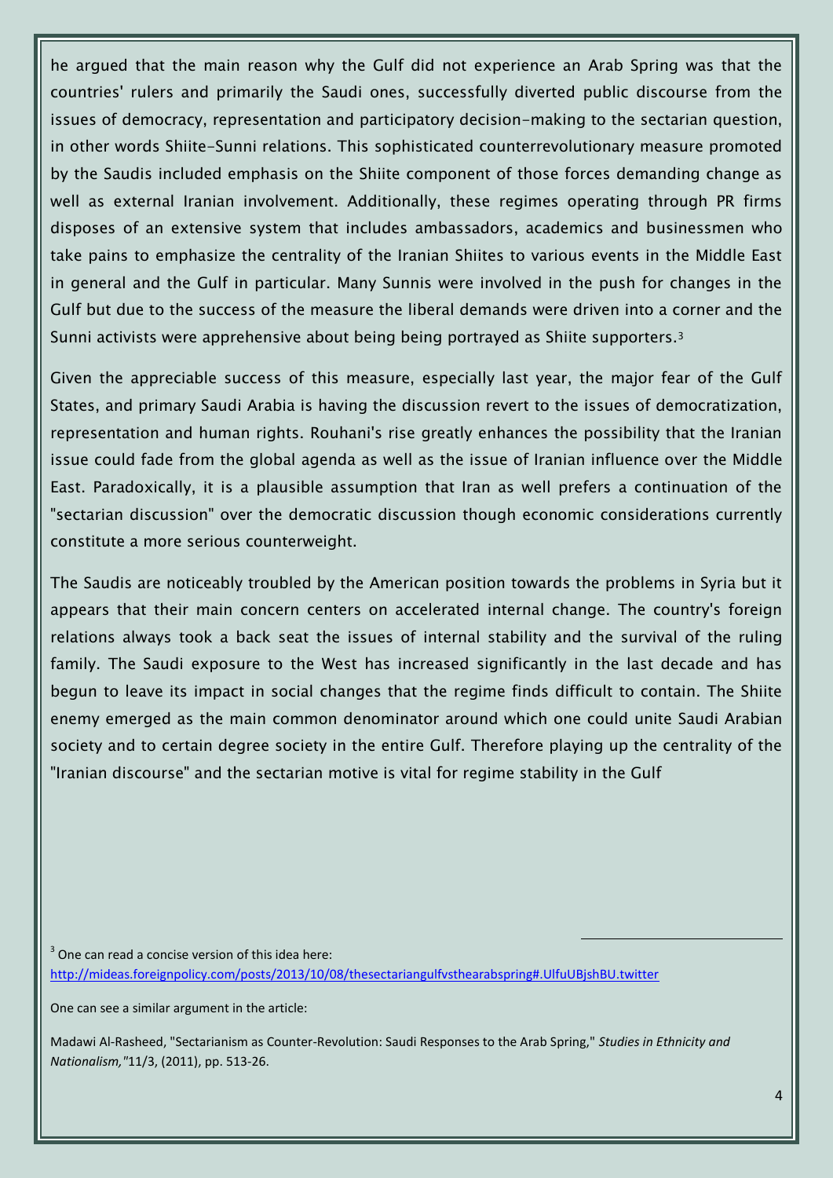he argued that the main reason why the Gulf did not experience an Arab Spring was that the countries' rulers and primarily the Saudi ones, successfully diverted public discourse from the issues of democracy, representation and participatory decision-making to the sectarian question, in other words Shiite-Sunni relations. This sophisticated counterrevolutionary measure promoted by the Saudis included emphasis on the Shiite component of those forces demanding change as well as external Iranian involvement. Additionally, these regimes operating through PR firms disposes of an extensive system that includes ambassadors, academics and businessmen who take pains to emphasize the centrality of the Iranian Shiites to various events in the Middle East in general and the Gulf in particular. Many Sunnis were involved in the push for changes in the Gulf but due to the success of the measure the liberal demands were driven into a corner and the Sunni activists were apprehensive about being being portrayed as Shiite supporters.[3]

Given the appreciable success of this measure, especially last year, the major fear of the Gulf States, and primary Saudi Arabia is having the discussion revert to the issues of democratization, representation and human rights. Rouhani's rise greatly enhances the possibility that the Iranian issue could fade from the global agenda as well as the issue of Iranian influence over the Middle East. Paradoxically, it is a plausible assumption that Iran as well prefers a continuation of the "sectarian discussion" over the democratic discussion though economic considerations currently constitute a more serious counterweight.

The Saudis are noticeably troubled by the American position towards the problems in Syria but it appears that their main concern centers on accelerated internal change. The country's foreign relations always took a back seat the issues of internal stability and the survival of the ruling family. The Saudi exposure to the West has increased significantly in the last decade and has begun to leave its impact in social changes that the regime finds difficult to contain. The Shiite enemy emerged as the main common denominator around which one could unite Saudi Arabian society and to certain degree society in the entire Gulf. Therefore playing up the centrality of the "Iranian discourse" and the sectarian motive is vital for regime stability in the Gulf

---

[3] One can read a concise version of this idea here:
http://mideas.foreignpolicy.com/posts/2013/10/08/thesectariangulfvsthearabspring#.UlfuUBjshBU.twitter

One can see a similar argument in the article:

Madawi Al-Rasheed, "Sectarianism as Counter-Revolution: Saudi Responses to the Arab Spring," *Studies in Ethnicity and Nationalism,"*11/3, (2011), pp. 513-26.